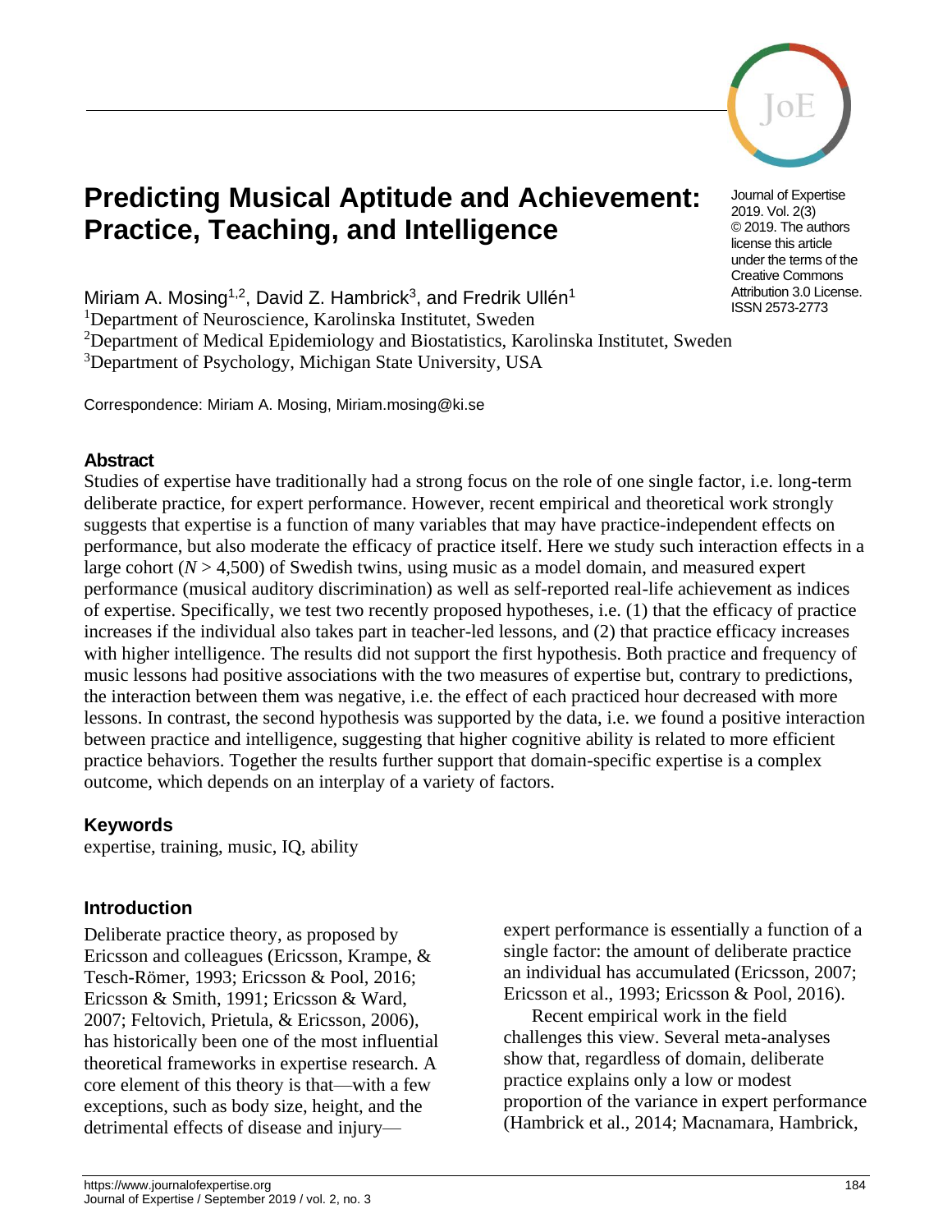# Predicting Musical Aptitude and Achievement: Practice, Teaching, and Intelligence

Journal of Expertise
2019. Vol. 2(3)
© 2019. The authors license this article under the terms of the Creative Commons Attribution 3.0 License.
ISSN 2573-2773

Miriam A. Mosing[1,2], David Z. Hambrick[3], and Fredrik Ullén[1]

[1]Department of Neuroscience, Karolinska Institutet, Sweden
[2]Department of Medical Epidemiology and Biostatistics, Karolinska Institutet, Sweden
[3]Department of Psychology, Michigan State University, USA

Correspondence: Miriam A. Mosing, Miriam.mosing@ki.se

## Abstract

Studies of expertise have traditionally had a strong focus on the role of one single factor, i.e. long-term deliberate practice, for expert performance. However, recent empirical and theoretical work strongly suggests that expertise is a function of many variables that may have practice-independent effects on performance, but also moderate the efficacy of practice itself. Here we study such interaction effects in a large cohort ($N$ > 4,500) of Swedish twins, using music as a model domain, and measured expert performance (musical auditory discrimination) as well as self-reported real-life achievement as indices of expertise. Specifically, we test two recently proposed hypotheses, i.e. (1) that the efficacy of practice increases if the individual also takes part in teacher-led lessons, and (2) that practice efficacy increases with higher intelligence. The results did not support the first hypothesis. Both practice and frequency of music lessons had positive associations with the two measures of expertise but, contrary to predictions, the interaction between them was negative, i.e. the effect of each practiced hour decreased with more lessons. In contrast, the second hypothesis was supported by the data, i.e. we found a positive interaction between practice and intelligence, suggesting that higher cognitive ability is related to more efficient practice behaviors. Together the results further support that domain-specific expertise is a complex outcome, which depends on an interplay of a variety of factors.

## Keywords

expertise, training, music, IQ, ability

## Introduction

Deliberate practice theory, as proposed by Ericsson and colleagues (Ericsson, Krampe, & Tesch-Römer, 1993; Ericsson & Pool, 2016; Ericsson & Smith, 1991; Ericsson & Ward, 2007; Feltovich, Prietula, & Ericsson, 2006), has historically been one of the most influential theoretical frameworks in expertise research. A core element of this theory is that—with a few exceptions, such as body size, height, and the detrimental effects of disease and injury—expert performance is essentially a function of a single factor: the amount of deliberate practice an individual has accumulated (Ericsson, 2007; Ericsson et al., 1993; Ericsson & Pool, 2016).

Recent empirical work in the field challenges this view. Several meta-analyses show that, regardless of domain, deliberate practice explains only a low or modest proportion of the variance in expert performance (Hambrick et al., 2014; Macnamara, Hambrick,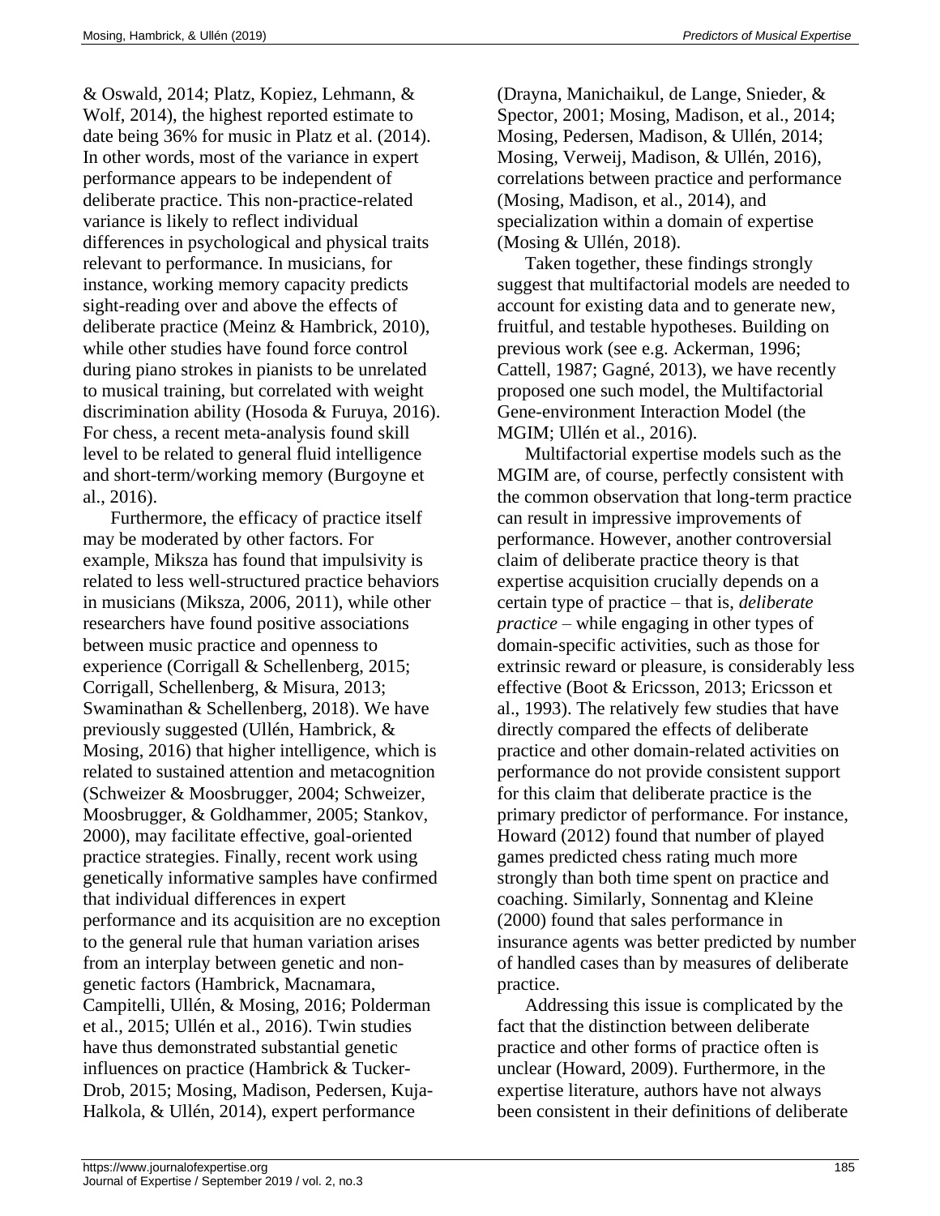& Oswald, 2014; Platz, Kopiez, Lehmann, & Wolf, 2014), the highest reported estimate to date being 36% for music in Platz et al. (2014). In other words, most of the variance in expert performance appears to be independent of deliberate practice. This non-practice-related variance is likely to reflect individual differences in psychological and physical traits relevant to performance. In musicians, for instance, working memory capacity predicts sight-reading over and above the effects of deliberate practice (Meinz & Hambrick, 2010), while other studies have found force control during piano strokes in pianists to be unrelated to musical training, but correlated with weight discrimination ability (Hosoda & Furuya, 2016). For chess, a recent meta-analysis found skill level to be related to general fluid intelligence and short-term/working memory (Burgoyne et al., 2016).

Furthermore, the efficacy of practice itself may be moderated by other factors. For example, Miksza has found that impulsivity is related to less well-structured practice behaviors in musicians (Miksza, 2006, 2011), while other researchers have found positive associations between music practice and openness to experience (Corrigall & Schellenberg, 2015; Corrigall, Schellenberg, & Misura, 2013; Swaminathan & Schellenberg, 2018). We have previously suggested (Ullén, Hambrick, & Mosing, 2016) that higher intelligence, which is related to sustained attention and metacognition (Schweizer & Moosbrugger, 2004; Schweizer, Moosbrugger, & Goldhammer, 2005; Stankov, 2000), may facilitate effective, goal-oriented practice strategies. Finally, recent work using genetically informative samples have confirmed that individual differences in expert performance and its acquisition are no exception to the general rule that human variation arises from an interplay between genetic and non-genetic factors (Hambrick, Macnamara, Campitelli, Ullén, & Mosing, 2016; Polderman et al., 2015; Ullén et al., 2016). Twin studies have thus demonstrated substantial genetic influences on practice (Hambrick & Tucker-Drob, 2015; Mosing, Madison, Pedersen, Kuja-Halkola, & Ullén, 2014), expert performance (Drayna, Manichaikul, de Lange, Snieder, & Spector, 2001; Mosing, Madison, et al., 2014; Mosing, Pedersen, Madison, & Ullén, 2014; Mosing, Verweij, Madison, & Ullén, 2016), correlations between practice and performance (Mosing, Madison, et al., 2014), and specialization within a domain of expertise (Mosing & Ullén, 2018).

Taken together, these findings strongly suggest that multifactorial models are needed to account for existing data and to generate new, fruitful, and testable hypotheses. Building on previous work (see e.g. Ackerman, 1996; Cattell, 1987; Gagné, 2013), we have recently proposed one such model, the Multifactorial Gene-environment Interaction Model (the MGIM; Ullén et al., 2016).

Multifactorial expertise models such as the MGIM are, of course, perfectly consistent with the common observation that long-term practice can result in impressive improvements of performance. However, another controversial claim of deliberate practice theory is that expertise acquisition crucially depends on a certain type of practice – that is, *deliberate practice* – while engaging in other types of domain-specific activities, such as those for extrinsic reward or pleasure, is considerably less effective (Boot & Ericsson, 2013; Ericsson et al., 1993). The relatively few studies that have directly compared the effects of deliberate practice and other domain-related activities on performance do not provide consistent support for this claim that deliberate practice is the primary predictor of performance. For instance, Howard (2012) found that number of played games predicted chess rating much more strongly than both time spent on practice and coaching. Similarly, Sonnentag and Kleine (2000) found that sales performance in insurance agents was better predicted by number of handled cases than by measures of deliberate practice.

Addressing this issue is complicated by the fact that the distinction between deliberate practice and other forms of practice often is unclear (Howard, 2009). Furthermore, in the expertise literature, authors have not always been consistent in their definitions of deliberate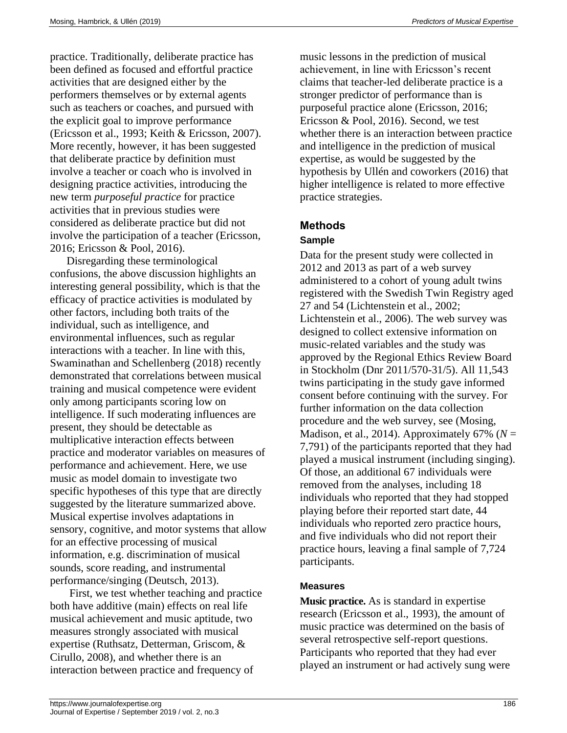practice. Traditionally, deliberate practice has been defined as focused and effortful practice activities that are designed either by the performers themselves or by external agents such as teachers or coaches, and pursued with the explicit goal to improve performance (Ericsson et al., 1993; Keith & Ericsson, 2007). More recently, however, it has been suggested that deliberate practice by definition must involve a teacher or coach who is involved in designing practice activities, introducing the new term *purposeful practice* for practice activities that in previous studies were considered as deliberate practice but did not involve the participation of a teacher (Ericsson, 2016; Ericsson & Pool, 2016).

Disregarding these terminological confusions, the above discussion highlights an interesting general possibility, which is that the efficacy of practice activities is modulated by other factors, including both traits of the individual, such as intelligence, and environmental influences, such as regular interactions with a teacher. In line with this, Swaminathan and Schellenberg (2018) recently demonstrated that correlations between musical training and musical competence were evident only among participants scoring low on intelligence. If such moderating influences are present, they should be detectable as multiplicative interaction effects between practice and moderator variables on measures of performance and achievement. Here, we use music as model domain to investigate two specific hypotheses of this type that are directly suggested by the literature summarized above. Musical expertise involves adaptations in sensory, cognitive, and motor systems that allow for an effective processing of musical information, e.g. discrimination of musical sounds, score reading, and instrumental performance/singing (Deutsch, 2013).

First, we test whether teaching and practice both have additive (main) effects on real life musical achievement and music aptitude, two measures strongly associated with musical expertise (Ruthsatz, Detterman, Griscom, & Cirullo, 2008), and whether there is an interaction between practice and frequency of music lessons in the prediction of musical achievement, in line with Ericsson's recent claims that teacher-led deliberate practice is a stronger predictor of performance than is purposeful practice alone (Ericsson, 2016; Ericsson & Pool, 2016). Second, we test whether there is an interaction between practice and intelligence in the prediction of musical expertise, as would be suggested by the hypothesis by Ullén and coworkers (2016) that higher intelligence is related to more effective practice strategies.

## Methods

### Sample

Data for the present study were collected in 2012 and 2013 as part of a web survey administered to a cohort of young adult twins registered with the Swedish Twin Registry aged 27 and 54 (Lichtenstein et al., 2002; Lichtenstein et al., 2006). The web survey was designed to collect extensive information on music-related variables and the study was approved by the Regional Ethics Review Board in Stockholm (Dnr 2011/570-31/5). All 11,543 twins participating in the study gave informed consent before continuing with the survey. For further information on the data collection procedure and the web survey, see (Mosing, Madison, et al., 2014). Approximately 67% ($N$ = 7,791) of the participants reported that they had played a musical instrument (including singing). Of those, an additional 67 individuals were removed from the analyses, including 18 individuals who reported that they had stopped playing before their reported start date, 44 individuals who reported zero practice hours, and five individuals who did not report their practice hours, leaving a final sample of 7,724 participants.

### Measures

**Music practice.** As is standard in expertise research (Ericsson et al., 1993), the amount of music practice was determined on the basis of several retrospective self-report questions. Participants who reported that they had ever played an instrument or had actively sung were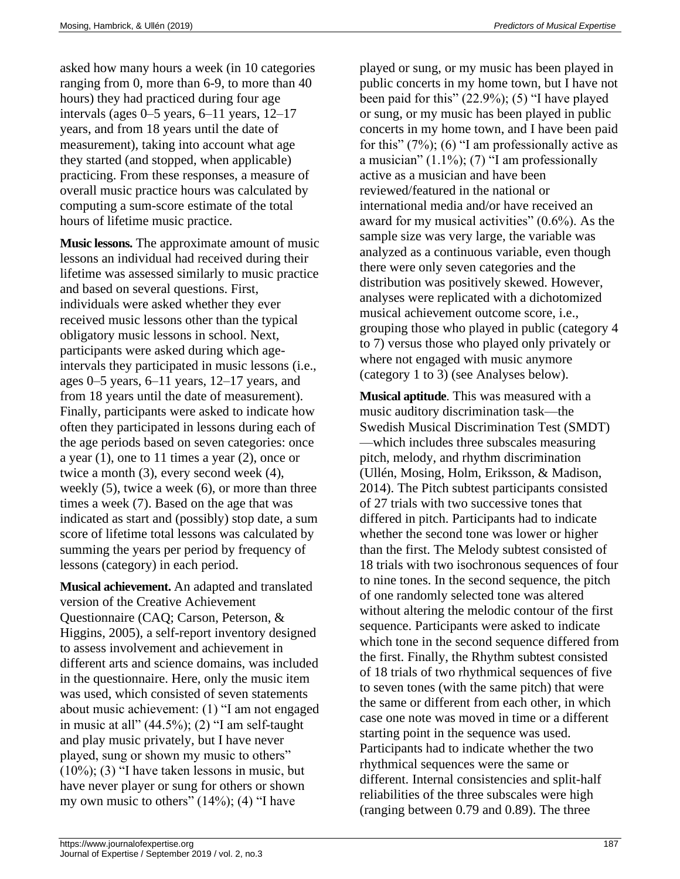asked how many hours a week (in 10 categories ranging from 0, more than 6-9, to more than 40 hours) they had practiced during four age intervals (ages 0–5 years, 6–11 years, 12–17 years, and from 18 years until the date of measurement), taking into account what age they started (and stopped, when applicable) practicing. From these responses, a measure of overall music practice hours was calculated by computing a sum-score estimate of the total hours of lifetime music practice.

**Music lessons.** The approximate amount of music lessons an individual had received during their lifetime was assessed similarly to music practice and based on several questions. First, individuals were asked whether they ever received music lessons other than the typical obligatory music lessons in school. Next, participants were asked during which age-intervals they participated in music lessons (i.e., ages 0–5 years, 6–11 years, 12–17 years, and from 18 years until the date of measurement). Finally, participants were asked to indicate how often they participated in lessons during each of the age periods based on seven categories: once a year (1), one to 11 times a year (2), once or twice a month (3), every second week (4), weekly (5), twice a week (6), or more than three times a week (7). Based on the age that was indicated as start and (possibly) stop date, a sum score of lifetime total lessons was calculated by summing the years per period by frequency of lessons (category) in each period.

**Musical achievement.** An adapted and translated version of the Creative Achievement Questionnaire (CAQ; Carson, Peterson, & Higgins, 2005), a self-report inventory designed to assess involvement and achievement in different arts and science domains, was included in the questionnaire. Here, only the music item was used, which consisted of seven statements about music achievement: (1) "I am not engaged in music at all" (44.5%); (2) "I am self-taught and play music privately, but I have never played, sung or shown my music to others" (10%); (3) "I have taken lessons in music, but have never player or sung for others or shown my own music to others" (14%); (4) "I have played or sung, or my music has been played in public concerts in my home town, but I have not been paid for this" (22.9%); (5) "I have played or sung, or my music has been played in public concerts in my home town, and I have been paid for this" (7%); (6) "I am professionally active as a musician" (1.1%); (7) "I am professionally active as a musician and have been reviewed/featured in the national or international media and/or have received an award for my musical activities" (0.6%). As the sample size was very large, the variable was analyzed as a continuous variable, even though there were only seven categories and the distribution was positively skewed. However, analyses were replicated with a dichotomized musical achievement outcome score, i.e., grouping those who played in public (category 4 to 7) versus those who played only privately or where not engaged with music anymore (category 1 to 3) (see Analyses below).

**Musical aptitude**. This was measured with a music auditory discrimination task—the Swedish Musical Discrimination Test (SMDT)—which includes three subscales measuring pitch, melody, and rhythm discrimination (Ullén, Mosing, Holm, Eriksson, & Madison, 2014). The Pitch subtest participants consisted of 27 trials with two successive tones that differed in pitch. Participants had to indicate whether the second tone was lower or higher than the first. The Melody subtest consisted of 18 trials with two isochronous sequences of four to nine tones. In the second sequence, the pitch of one randomly selected tone was altered without altering the melodic contour of the first sequence. Participants were asked to indicate which tone in the second sequence differed from the first. Finally, the Rhythm subtest consisted of 18 trials of two rhythmical sequences of five to seven tones (with the same pitch) that were the same or different from each other, in which case one note was moved in time or a different starting point in the sequence was used. Participants had to indicate whether the two rhythmical sequences were the same or different. Internal consistencies and split-half reliabilities of the three subscales were high (ranging between 0.79 and 0.89). The three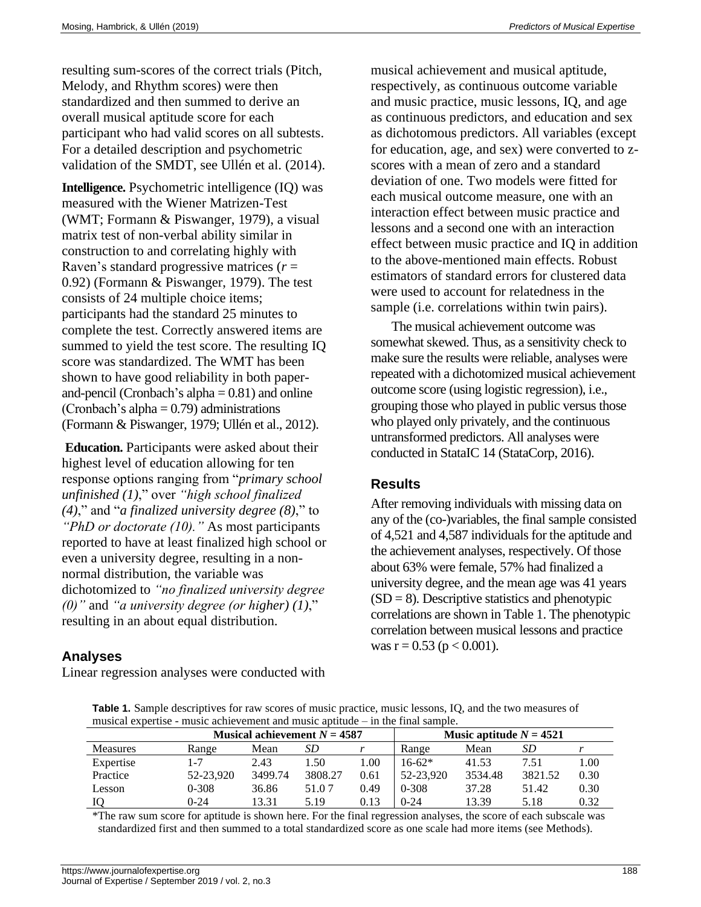resulting sum-scores of the correct trials (Pitch, Melody, and Rhythm scores) were then standardized and then summed to derive an overall musical aptitude score for each participant who had valid scores on all subtests. For a detailed description and psychometric validation of the SMDT, see Ullén et al. (2014).

**Intelligence.** Psychometric intelligence (IQ) was measured with the Wiener Matrizen-Test (WMT; Formann & Piswanger, 1979), a visual matrix test of non-verbal ability similar in construction to and correlating highly with Raven's standard progressive matrices ($r$ = 0.92) (Formann & Piswanger, 1979). The test consists of 24 multiple choice items; participants had the standard 25 minutes to complete the test. Correctly answered items are summed to yield the test score. The resulting IQ score was standardized. The WMT has been shown to have good reliability in both paper-and-pencil (Cronbach's alpha = 0.81) and online (Cronbach's alpha = 0.79) administrations (Formann & Piswanger, 1979; Ullén et al., 2012).

**Education.** Participants were asked about their highest level of education allowing for ten response options ranging from "*primary school unfinished (1)*," over *"high school finalized (4)*," and "*a finalized university degree (8)*," to *"PhD or doctorate (10)."* As most participants reported to have at least finalized high school or even a university degree, resulting in a non-normal distribution, the variable was dichotomized to *"no finalized university degree (0)"* and *"a university degree (or higher) (1)*," resulting in an about equal distribution.

## Analyses

Linear regression analyses were conducted with musical achievement and musical aptitude, respectively, as continuous outcome variable and music practice, music lessons, IQ, and age as continuous predictors, and education and sex as dichotomous predictors. All variables (except for education, age, and sex) were converted to z-scores with a mean of zero and a standard deviation of one. Two models were fitted for each musical outcome measure, one with an interaction effect between music practice and lessons and a second one with an interaction effect between music practice and IQ in addition to the above-mentioned main effects. Robust estimators of standard errors for clustered data were used to account for relatedness in the sample (i.e. correlations within twin pairs).

The musical achievement outcome was somewhat skewed. Thus, as a sensitivity check to make sure the results were reliable, analyses were repeated with a dichotomized musical achievement outcome score (using logistic regression), i.e., grouping those who played in public versus those who played only privately, and the continuous untransformed predictors. All analyses were conducted in StataIC 14 (StataCorp, 2016).

## Results

After removing individuals with missing data on any of the (co-)variables, the final sample consisted of 4,521 and 4,587 individuals for the aptitude and the achievement analyses, respectively. Of those about 63% were female, 57% had finalized a university degree, and the mean age was 41 years (SD = 8). Descriptive statistics and phenotypic correlations are shown in Table 1. The phenotypic correlation between musical lessons and practice was r = 0.53 ($p < 0.001$).

**Table 1.** Sample descriptives for raw scores of music practice, music lessons, IQ, and the two measures of musical expertise - music achievement and music aptitude – in the final sample.

| | **Musical achievement $N$ = 4587** | | | | **Music aptitude $N$ = 4521** | | | |
|---|---|---|---|---|---|---|---|---|
| Measures | Range | Mean | *SD* | *r* | Range | Mean | *SD* | *r* |
| Expertise | 1-7 | 2.43 | 1.50 | 1.00 | 16-62* | 41.53 | 7.51 | 1.00 |
| Practice | 52-23,920 | 3499.74 | 3808.27 | 0.61 | 52-23,920 | 3534.48 | 3821.52 | 0.30 |
| Lesson | 0-308 | 36.86 | 51.0 7 | 0.49 | 0-308 | 37.28 | 51.42 | 0.30 |
| IQ | 0-24 | 13.31 | 5.19 | 0.13 | 0-24 | 13.39 | 5.18 | 0.32 |

*The raw sum score for aptitude is shown here. For the final regression analyses, the score of each subscale was standardized first and then summed to a total standardized score as one scale had more items (see Methods).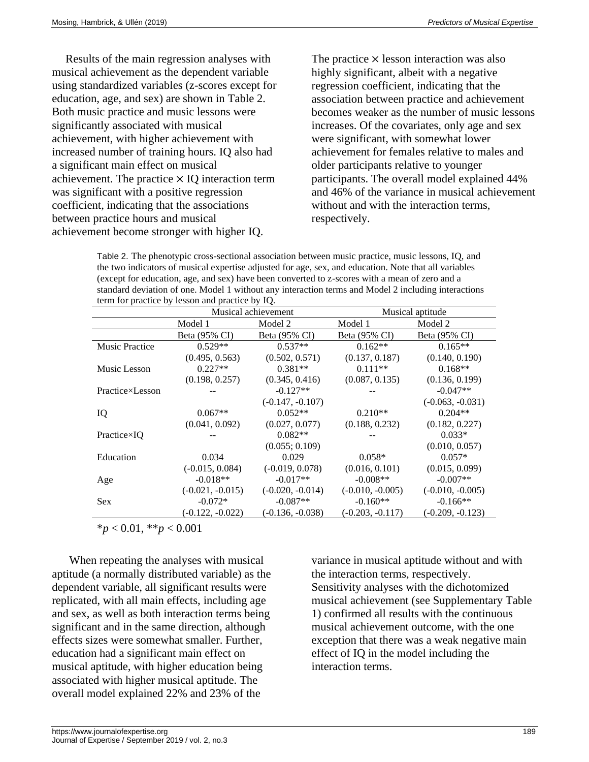Results of the main regression analyses with musical achievement as the dependent variable using standardized variables (z-scores except for education, age, and sex) are shown in Table 2. Both music practice and music lessons were significantly associated with musical achievement, with higher achievement with increased number of training hours. IQ also had a significant main effect on musical achievement. The practice × IQ interaction term was significant with a positive regression coefficient, indicating that the associations between practice hours and musical achievement become stronger with higher IQ. The practice × lesson interaction was also highly significant, albeit with a negative regression coefficient, indicating that the association between practice and achievement becomes weaker as the number of music lessons increases. Of the covariates, only age and sex were significant, with somewhat lower achievement for females relative to males and older participants relative to younger participants. The overall model explained 44% and 46% of the variance in musical achievement without and with the interaction terms, respectively.

Table 2. The phenotypic cross-sectional association between music practice, music lessons, IQ, and the two indicators of musical expertise adjusted for age, sex, and education. Note that all variables (except for education, age, and sex) have been converted to z-scores with a mean of zero and a standard deviation of one. Model 1 without any interaction terms and Model 2 including interactions term for practice by lesson and practice by IQ.

| | Musical achievement | | Musical aptitude | |
|---|---|---|---|---|
| | Model 1 | Model 2 | Model 1 | Model 2 |
| | Beta (95% CI) | Beta (95% CI) | Beta (95% CI) | Beta (95% CI) |
| Music Practice | 0.529** (0.495, 0.563) | 0.537** (0.502, 0.571) | 0.162** (0.137, 0.187) | 0.165** (0.140, 0.190) |
| Music Lesson | 0.227** (0.198, 0.257) | 0.381** (0.345, 0.416) | 0.111** (0.087, 0.135) | 0.168** (0.136, 0.199) |
| Practice×Lesson | -- | -0.127** (-0.147, -0.107) | -- | -0.047** (-0.063, -0.031) |
| IQ | 0.067** (0.041, 0.092) | 0.052** (0.027, 0.077) | 0.210** (0.188, 0.232) | 0.204** (0.182, 0.227) |
| Practice×IQ | -- | 0.082** (0.055; 0.109) | -- | 0.033* (0.010, 0.057) |
| Education | 0.034 (-0.015, 0.084) | 0.029 (-0.019, 0.078) | 0.058* (0.016, 0.101) | 0.057* (0.015, 0.099) |
| Age | -0.018** (-0.021, -0.015) | -0.017** (-0.020, -0.014) | -0.008** (-0.010, -0.005) | -0.007** (-0.010, -0.005) |
| Sex | -0.072* (-0.122, -0.022) | -0.087** (-0.136, -0.038) | -0.160** (-0.203, -0.117) | -0.166** (-0.209, -0.123) |

*$p < 0.01$, **$p < 0.001$

When repeating the analyses with musical aptitude (a normally distributed variable) as the dependent variable, all significant results were replicated, with all main effects, including age and sex, as well as both interaction terms being significant and in the same direction, although effects sizes were somewhat smaller. Further, education had a significant main effect on musical aptitude, with higher education being associated with higher musical aptitude. The overall model explained 22% and 23% of the variance in musical aptitude without and with the interaction terms, respectively. Sensitivity analyses with the dichotomized musical achievement (see Supplementary Table 1) confirmed all results with the continuous musical achievement outcome, with the one exception that there was a weak negative main effect of IQ in the model including the interaction terms.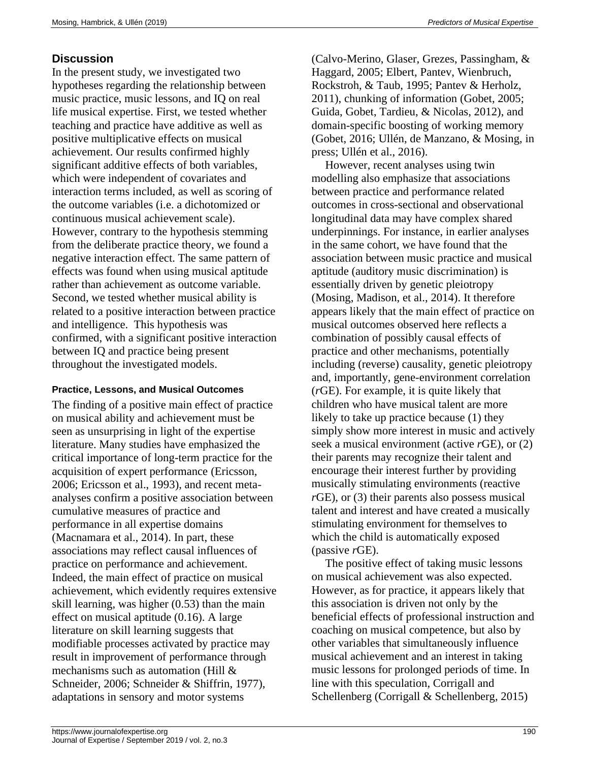## Discussion

In the present study, we investigated two hypotheses regarding the relationship between music practice, music lessons, and IQ on real life musical expertise. First, we tested whether teaching and practice have additive as well as positive multiplicative effects on musical achievement. Our results confirmed highly significant additive effects of both variables, which were independent of covariates and interaction terms included, as well as scoring of the outcome variables (i.e. a dichotomized or continuous musical achievement scale). However, contrary to the hypothesis stemming from the deliberate practice theory, we found a negative interaction effect. The same pattern of effects was found when using musical aptitude rather than achievement as outcome variable. Second, we tested whether musical ability is related to a positive interaction between practice and intelligence. This hypothesis was confirmed, with a significant positive interaction between IQ and practice being present throughout the investigated models.

### Practice, Lessons, and Musical Outcomes

The finding of a positive main effect of practice on musical ability and achievement must be seen as unsurprising in light of the expertise literature. Many studies have emphasized the critical importance of long-term practice for the acquisition of expert performance (Ericsson, 2006; Ericsson et al., 1993), and recent meta-analyses confirm a positive association between cumulative measures of practice and performance in all expertise domains (Macnamara et al., 2014). In part, these associations may reflect causal influences of practice on performance and achievement. Indeed, the main effect of practice on musical achievement, which evidently requires extensive skill learning, was higher (0.53) than the main effect on musical aptitude (0.16). A large literature on skill learning suggests that modifiable processes activated by practice may result in improvement of performance through mechanisms such as automation (Hill & Schneider, 2006; Schneider & Shiffrin, 1977), adaptations in sensory and motor systems (Calvo-Merino, Glaser, Grezes, Passingham, & Haggard, 2005; Elbert, Pantev, Wienbruch, Rockstroh, & Taub, 1995; Pantev & Herholz, 2011), chunking of information (Gobet, 2005; Guida, Gobet, Tardieu, & Nicolas, 2012), and domain-specific boosting of working memory (Gobet, 2016; Ullén, de Manzano, & Mosing, in press; Ullén et al., 2016).

However, recent analyses using twin modelling also emphasize that associations between practice and performance related outcomes in cross-sectional and observational longitudinal data may have complex shared underpinnings. For instance, in earlier analyses in the same cohort, we have found that the association between music practice and musical aptitude (auditory music discrimination) is essentially driven by genetic pleiotropy (Mosing, Madison, et al., 2014). It therefore appears likely that the main effect of practice on musical outcomes observed here reflects a combination of possibly causal effects of practice and other mechanisms, potentially including (reverse) causality, genetic pleiotropy and, importantly, gene-environment correlation (*r*GE). For example, it is quite likely that children who have musical talent are more likely to take up practice because (1) they simply show more interest in music and actively seek a musical environment (active *r*GE), or (2) their parents may recognize their talent and encourage their interest further by providing musically stimulating environments (reactive *r*GE), or (3) their parents also possess musical talent and interest and have created a musically stimulating environment for themselves to which the child is automatically exposed (passive *r*GE).

The positive effect of taking music lessons on musical achievement was also expected. However, as for practice, it appears likely that this association is driven not only by the beneficial effects of professional instruction and coaching on musical competence, but also by other variables that simultaneously influence musical achievement and an interest in taking music lessons for prolonged periods of time. In line with this speculation, Corrigall and Schellenberg (Corrigall & Schellenberg, 2015)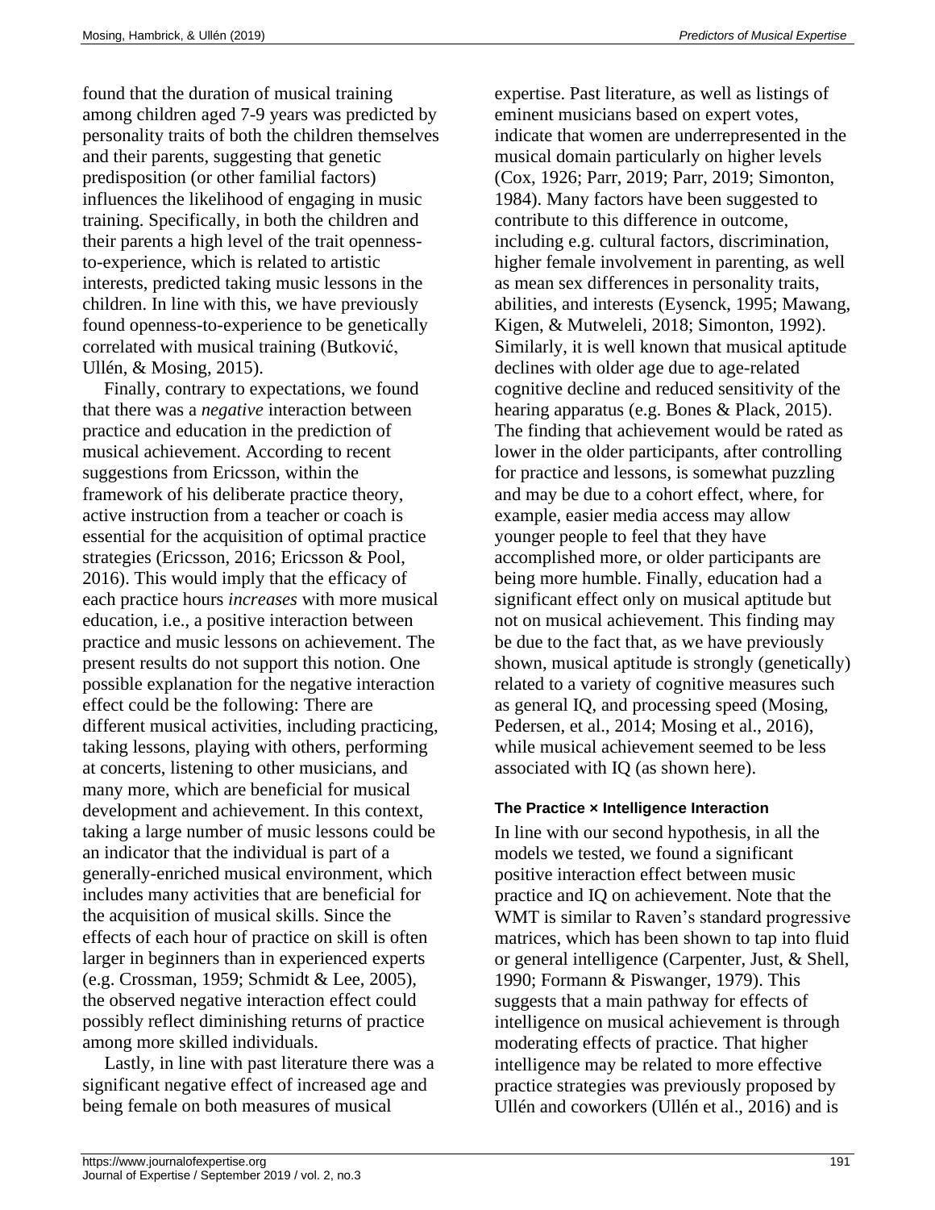found that the duration of musical training among children aged 7-9 years was predicted by personality traits of both the children themselves and their parents, suggesting that genetic predisposition (or other familial factors) influences the likelihood of engaging in music training. Specifically, in both the children and their parents a high level of the trait openness-to-experience, which is related to artistic interests, predicted taking music lessons in the children. In line with this, we have previously found openness-to-experience to be genetically correlated with musical training (Butković, Ullén, & Mosing, 2015).

Finally, contrary to expectations, we found that there was a *negative* interaction between practice and education in the prediction of musical achievement. According to recent suggestions from Ericsson, within the framework of his deliberate practice theory, active instruction from a teacher or coach is essential for the acquisition of optimal practice strategies (Ericsson, 2016; Ericsson & Pool, 2016). This would imply that the efficacy of each practice hours *increases* with more musical education, i.e., a positive interaction between practice and music lessons on achievement. The present results do not support this notion. One possible explanation for the negative interaction effect could be the following: There are different musical activities, including practicing, taking lessons, playing with others, performing at concerts, listening to other musicians, and many more, which are beneficial for musical development and achievement. In this context, taking a large number of music lessons could be an indicator that the individual is part of a generally-enriched musical environment, which includes many activities that are beneficial for the acquisition of musical skills. Since the effects of each hour of practice on skill is often larger in beginners than in experienced experts (e.g. Crossman, 1959; Schmidt & Lee, 2005), the observed negative interaction effect could possibly reflect diminishing returns of practice among more skilled individuals.

Lastly, in line with past literature there was a significant negative effect of increased age and being female on both measures of musical expertise. Past literature, as well as listings of eminent musicians based on expert votes, indicate that women are underrepresented in the musical domain particularly on higher levels (Cox, 1926; Parr, 2019; Parr, 2019; Simonton, 1984). Many factors have been suggested to contribute to this difference in outcome, including e.g. cultural factors, discrimination, higher female involvement in parenting, as well as mean sex differences in personality traits, abilities, and interests (Eysenck, 1995; Mawang, Kigen, & Mutweleli, 2018; Simonton, 1992). Similarly, it is well known that musical aptitude declines with older age due to age-related cognitive decline and reduced sensitivity of the hearing apparatus (e.g. Bones & Plack, 2015). The finding that achievement would be rated as lower in the older participants, after controlling for practice and lessons, is somewhat puzzling and may be due to a cohort effect, where, for example, easier media access may allow younger people to feel that they have accomplished more, or older participants are being more humble. Finally, education had a significant effect only on musical aptitude but not on musical achievement. This finding may be due to the fact that, as we have previously shown, musical aptitude is strongly (genetically) related to a variety of cognitive measures such as general IQ, and processing speed (Mosing, Pedersen, et al., 2014; Mosing et al., 2016), while musical achievement seemed to be less associated with IQ (as shown here).

### The Practice × Intelligence Interaction

In line with our second hypothesis, in all the models we tested, we found a significant positive interaction effect between music practice and IQ on achievement. Note that the WMT is similar to Raven's standard progressive matrices, which has been shown to tap into fluid or general intelligence (Carpenter, Just, & Shell, 1990; Formann & Piswanger, 1979). This suggests that a main pathway for effects of intelligence on musical achievement is through moderating effects of practice. That higher intelligence may be related to more effective practice strategies was previously proposed by Ullén and coworkers (Ullén et al., 2016) and is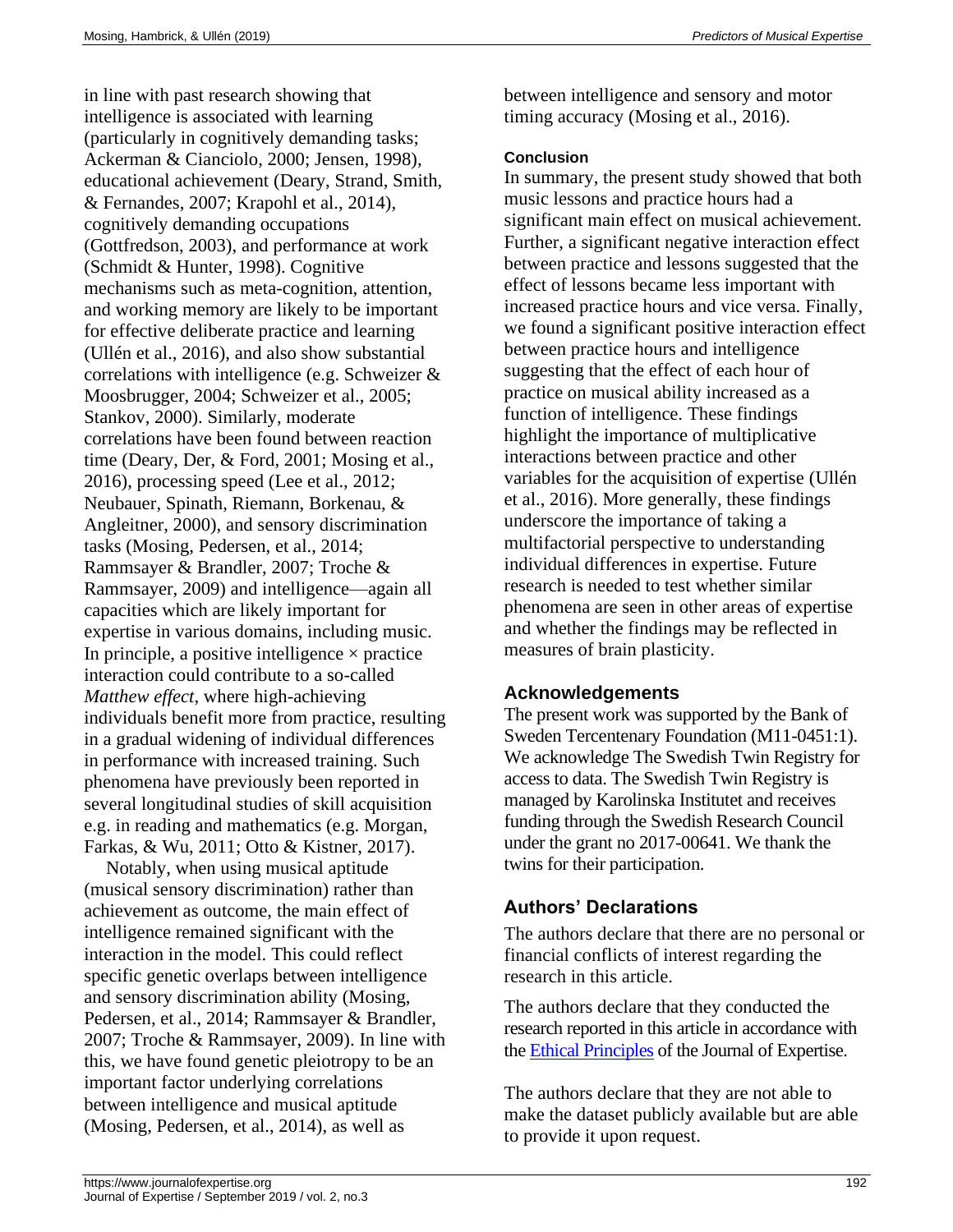in line with past research showing that intelligence is associated with learning (particularly in cognitively demanding tasks; Ackerman & Cianciolo, 2000; Jensen, 1998), educational achievement (Deary, Strand, Smith, & Fernandes, 2007; Krapohl et al., 2014), cognitively demanding occupations (Gottfredson, 2003), and performance at work (Schmidt & Hunter, 1998). Cognitive mechanisms such as meta-cognition, attention, and working memory are likely to be important for effective deliberate practice and learning (Ullén et al., 2016), and also show substantial correlations with intelligence (e.g. Schweizer & Moosbrugger, 2004; Schweizer et al., 2005; Stankov, 2000). Similarly, moderate correlations have been found between reaction time (Deary, Der, & Ford, 2001; Mosing et al., 2016), processing speed (Lee et al., 2012; Neubauer, Spinath, Riemann, Borkenau, & Angleitner, 2000), and sensory discrimination tasks (Mosing, Pedersen, et al., 2014; Rammsayer & Brandler, 2007; Troche & Rammsayer, 2009) and intelligence—again all capacities which are likely important for expertise in various domains, including music. In principle, a positive intelligence × practice interaction could contribute to a so-called *Matthew effect*, where high-achieving individuals benefit more from practice, resulting in a gradual widening of individual differences in performance with increased training. Such phenomena have previously been reported in several longitudinal studies of skill acquisition e.g. in reading and mathematics (e.g. Morgan, Farkas, & Wu, 2011; Otto & Kistner, 2017).

Notably, when using musical aptitude (musical sensory discrimination) rather than achievement as outcome, the main effect of intelligence remained significant with the interaction in the model. This could reflect specific genetic overlaps between intelligence and sensory discrimination ability (Mosing, Pedersen, et al., 2014; Rammsayer & Brandler, 2007; Troche & Rammsayer, 2009). In line with this, we have found genetic pleiotropy to be an important factor underlying correlations between intelligence and musical aptitude (Mosing, Pedersen, et al., 2014), as well as between intelligence and sensory and motor timing accuracy (Mosing et al., 2016).

### Conclusion

In summary, the present study showed that both music lessons and practice hours had a significant main effect on musical achievement. Further, a significant negative interaction effect between practice and lessons suggested that the effect of lessons became less important with increased practice hours and vice versa. Finally, we found a significant positive interaction effect between practice hours and intelligence suggesting that the effect of each hour of practice on musical ability increased as a function of intelligence. These findings highlight the importance of multiplicative interactions between practice and other variables for the acquisition of expertise (Ullén et al., 2016). More generally, these findings underscore the importance of taking a multifactorial perspective to understanding individual differences in expertise. Future research is needed to test whether similar phenomena are seen in other areas of expertise and whether the findings may be reflected in measures of brain plasticity.

## Acknowledgements

The present work was supported by the Bank of Sweden Tercentenary Foundation (M11-0451:1). We acknowledge The Swedish Twin Registry for access to data. The Swedish Twin Registry is managed by Karolinska Institutet and receives funding through the Swedish Research Council under the grant no 2017-00641. We thank the twins for their participation.

## Authors' Declarations

The authors declare that there are no personal or financial conflicts of interest regarding the research in this article.

The authors declare that they conducted the research reported in this article in accordance with the Ethical Principles of the Journal of Expertise.

The authors declare that they are not able to make the dataset publicly available but are able to provide it upon request.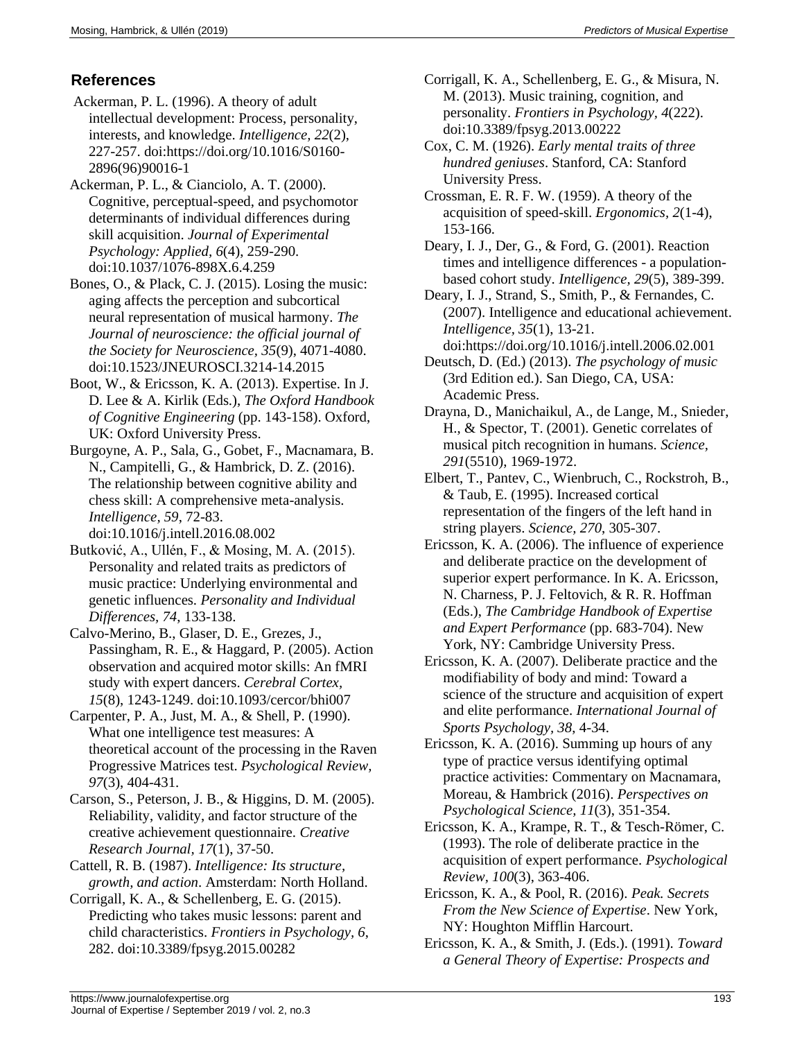## References

Ackerman, P. L. (1996). A theory of adult intellectual development: Process, personality, interests, and knowledge. *Intelligence, 22*(2), 227-257. doi:https://doi.org/10.1016/S0160-2896(96)90016-1

Ackerman, P. L., & Cianciolo, A. T. (2000). Cognitive, perceptual-speed, and psychomotor determinants of individual differences during skill acquisition. *Journal of Experimental Psychology: Applied, 6*(4), 259-290. doi:10.1037/1076-898X.6.4.259

Bones, O., & Plack, C. J. (2015). Losing the music: aging affects the perception and subcortical neural representation of musical harmony. *The Journal of neuroscience: the official journal of the Society for Neuroscience, 35*(9), 4071-4080. doi:10.1523/JNEUROSCI.3214-14.2015

Boot, W., & Ericsson, K. A. (2013). Expertise. In J. D. Lee & A. Kirlik (Eds.), *The Oxford Handbook of Cognitive Engineering* (pp. 143-158). Oxford, UK: Oxford University Press.

Burgoyne, A. P., Sala, G., Gobet, F., Macnamara, B. N., Campitelli, G., & Hambrick, D. Z. (2016). The relationship between cognitive ability and chess skill: A comprehensive meta-analysis. *Intelligence, 59*, 72-83. doi:10.1016/j.intell.2016.08.002

Butković, A., Ullén, F., & Mosing, M. A. (2015). Personality and related traits as predictors of music practice: Underlying environmental and genetic influences. *Personality and Individual Differences, 74*, 133-138.

Calvo-Merino, B., Glaser, D. E., Grezes, J., Passingham, R. E., & Haggard, P. (2005). Action observation and acquired motor skills: An fMRI study with expert dancers. *Cerebral Cortex, 15*(8), 1243-1249. doi:10.1093/cercor/bhi007

Carpenter, P. A., Just, M. A., & Shell, P. (1990). What one intelligence test measures: A theoretical account of the processing in the Raven Progressive Matrices test. *Psychological Review, 97*(3), 404-431.

Carson, S., Peterson, J. B., & Higgins, D. M. (2005). Reliability, validity, and factor structure of the creative achievement questionnaire. *Creative Research Journal, 17*(1), 37-50.

Cattell, R. B. (1987). *Intelligence: Its structure, growth, and action*. Amsterdam: North Holland.

Corrigall, K. A., & Schellenberg, E. G. (2015). Predicting who takes music lessons: parent and child characteristics. *Frontiers in Psychology, 6*, 282. doi:10.3389/fpsyg.2015.00282

Corrigall, K. A., Schellenberg, E. G., & Misura, N. M. (2013). Music training, cognition, and personality. *Frontiers in Psychology, 4*(222). doi:10.3389/fpsyg.2013.00222

Cox, C. M. (1926). *Early mental traits of three hundred geniuses*. Stanford, CA: Stanford University Press.

Crossman, E. R. F. W. (1959). A theory of the acquisition of speed-skill. *Ergonomics, 2*(1-4), 153-166.

Deary, I. J., Der, G., & Ford, G. (2001). Reaction times and intelligence differences - a population-based cohort study. *Intelligence, 29*(5), 389-399.

Deary, I. J., Strand, S., Smith, P., & Fernandes, C. (2007). Intelligence and educational achievement. *Intelligence, 35*(1), 13-21. doi:https://doi.org/10.1016/j.intell.2006.02.001

Deutsch, D. (Ed.) (2013). *The psychology of music* (3rd Edition ed.). San Diego, CA, USA: Academic Press.

Drayna, D., Manichaikul, A., de Lange, M., Snieder, H., & Spector, T. (2001). Genetic correlates of musical pitch recognition in humans. *Science, 291*(5510), 1969-1972.

Elbert, T., Pantev, C., Wienbruch, C., Rockstroh, B., & Taub, E. (1995). Increased cortical representation of the fingers of the left hand in string players. *Science, 270*, 305-307.

Ericsson, K. A. (2006). The influence of experience and deliberate practice on the development of superior expert performance. In K. A. Ericsson, N. Charness, P. J. Feltovich, & R. R. Hoffman (Eds.), *The Cambridge Handbook of Expertise and Expert Performance* (pp. 683-704). New York, NY: Cambridge University Press.

Ericsson, K. A. (2007). Deliberate practice and the modifiability of body and mind: Toward a science of the structure and acquisition of expert and elite performance. *International Journal of Sports Psychology, 38*, 4-34.

Ericsson, K. A. (2016). Summing up hours of any type of practice versus identifying optimal practice activities: Commentary on Macnamara, Moreau, & Hambrick (2016). *Perspectives on Psychological Science, 11*(3), 351-354.

Ericsson, K. A., Krampe, R. T., & Tesch-Römer, C. (1993). The role of deliberate practice in the acquisition of expert performance. *Psychological Review, 100*(3), 363-406.

Ericsson, K. A., & Pool, R. (2016). *Peak. Secrets From the New Science of Expertise*. New York, NY: Houghton Mifflin Harcourt.

Ericsson, K. A., & Smith, J. (Eds.). (1991). *Toward a General Theory of Expertise: Prospects and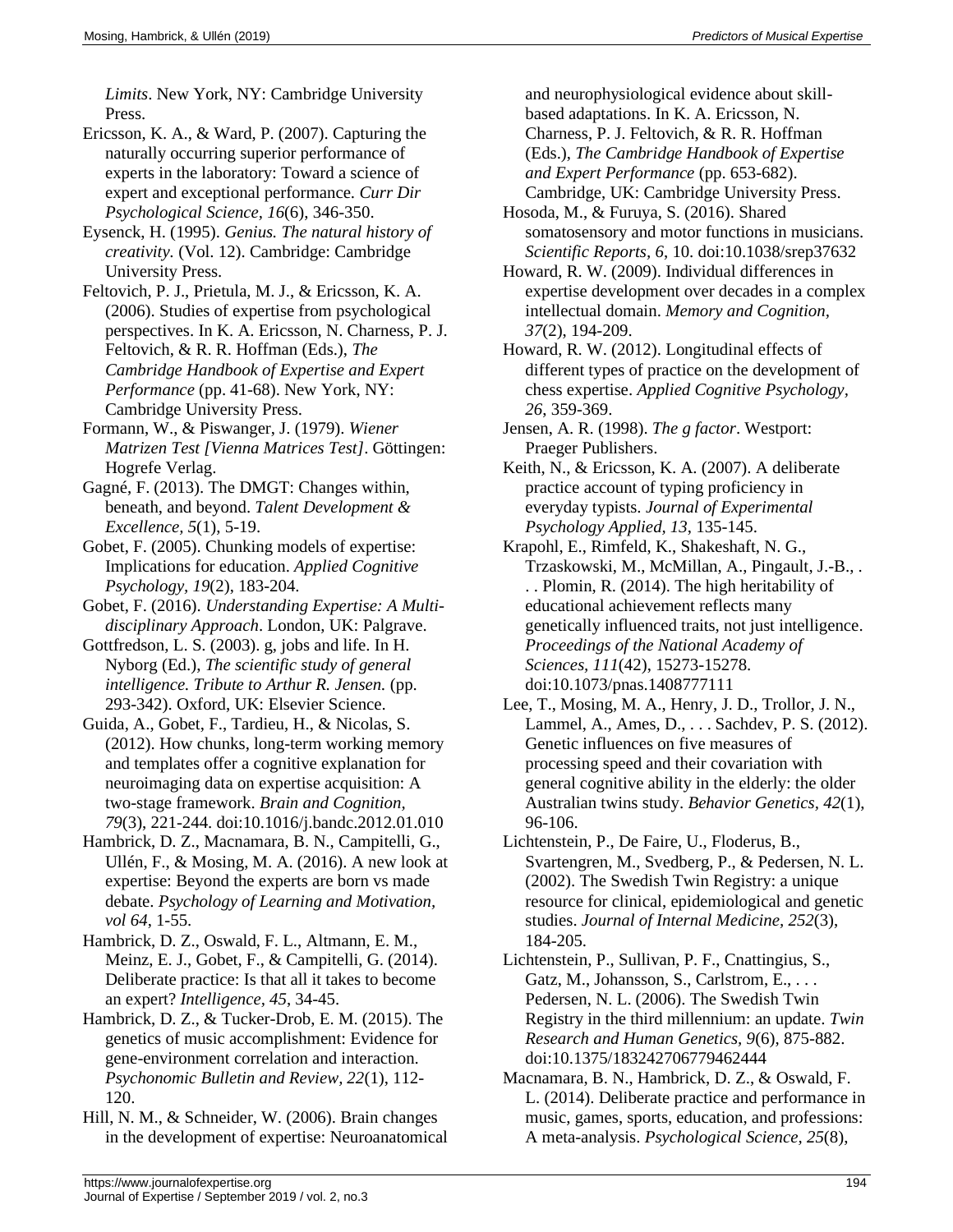*Limits*. New York, NY: Cambridge University Press.

Ericsson, K. A., & Ward, P. (2007). Capturing the naturally occurring superior performance of experts in the laboratory: Toward a science of expert and exceptional performance. *Curr Dir Psychological Science, 16*(6), 346-350.

Eysenck, H. (1995). *Genius. The natural history of creativity.* (Vol. 12). Cambridge: Cambridge University Press.

Feltovich, P. J., Prietula, M. J., & Ericsson, K. A. (2006). Studies of expertise from psychological perspectives. In K. A. Ericsson, N. Charness, P. J. Feltovich, & R. R. Hoffman (Eds.), *The Cambridge Handbook of Expertise and Expert Performance* (pp. 41-68). New York, NY: Cambridge University Press.

Formann, W., & Piswanger, J. (1979). *Wiener Matrizen Test [Vienna Matrices Test]*. Göttingen: Hogrefe Verlag.

Gagné, F. (2013). The DMGT: Changes within, beneath, and beyond. *Talent Development & Excellence, 5*(1), 5-19.

Gobet, F. (2005). Chunking models of expertise: Implications for education. *Applied Cognitive Psychology, 19*(2), 183-204.

Gobet, F. (2016). *Understanding Expertise: A Multi-disciplinary Approach*. London, UK: Palgrave.

Gottfredson, L. S. (2003). g, jobs and life. In H. Nyborg (Ed.), *The scientific study of general intelligence. Tribute to Arthur R. Jensen.* (pp. 293-342). Oxford, UK: Elsevier Science.

Guida, A., Gobet, F., Tardieu, H., & Nicolas, S. (2012). How chunks, long-term working memory and templates offer a cognitive explanation for neuroimaging data on expertise acquisition: A two-stage framework. *Brain and Cognition, 79*(3), 221-244. doi:10.1016/j.bandc.2012.01.010

Hambrick, D. Z., Macnamara, B. N., Campitelli, G., Ullén, F., & Mosing, M. A. (2016). A new look at expertise: Beyond the experts are born vs made debate. *Psychology of Learning and Motivation, vol 64*, 1-55.

Hambrick, D. Z., Oswald, F. L., Altmann, E. M., Meinz, E. J., Gobet, F., & Campitelli, G. (2014). Deliberate practice: Is that all it takes to become an expert? *Intelligence, 45*, 34-45.

Hambrick, D. Z., & Tucker-Drob, E. M. (2015). The genetics of music accomplishment: Evidence for gene-environment correlation and interaction. *Psychonomic Bulletin and Review, 22*(1), 112-120.

Hill, N. M., & Schneider, W. (2006). Brain changes in the development of expertise: Neuroanatomical and neurophysiological evidence about skill-based adaptations. In K. A. Ericsson, N. Charness, P. J. Feltovich, & R. R. Hoffman (Eds.), *The Cambridge Handbook of Expertise and Expert Performance* (pp. 653-682). Cambridge, UK: Cambridge University Press.

Hosoda, M., & Furuya, S. (2016). Shared somatosensory and motor functions in musicians. *Scientific Reports, 6*, 10. doi:10.1038/srep37632

Howard, R. W. (2009). Individual differences in expertise development over decades in a complex intellectual domain. *Memory and Cognition, 37*(2), 194-209.

Howard, R. W. (2012). Longitudinal effects of different types of practice on the development of chess expertise. *Applied Cognitive Psychology, 26*, 359-369.

Jensen, A. R. (1998). *The g factor*. Westport: Praeger Publishers.

Keith, N., & Ericsson, K. A. (2007). A deliberate practice account of typing proficiency in everyday typists. *Journal of Experimental Psychology Applied, 13*, 135-145.

Krapohl, E., Rimfeld, K., Shakeshaft, N. G., Trzaskowski, M., McMillan, A., Pingault, J.-B., . . . Plomin, R. (2014). The high heritability of educational achievement reflects many genetically influenced traits, not just intelligence. *Proceedings of the National Academy of Sciences, 111*(42), 15273-15278. doi:10.1073/pnas.1408777111

Lee, T., Mosing, M. A., Henry, J. D., Trollor, J. N., Lammel, A., Ames, D., . . . Sachdev, P. S. (2012). Genetic influences on five measures of processing speed and their covariation with general cognitive ability in the elderly: the older Australian twins study. *Behavior Genetics, 42*(1), 96-106.

Lichtenstein, P., De Faire, U., Floderus, B., Svartengren, M., Svedberg, P., & Pedersen, N. L. (2002). The Swedish Twin Registry: a unique resource for clinical, epidemiological and genetic studies. *Journal of Internal Medicine, 252*(3), 184-205.

Lichtenstein, P., Sullivan, P. F., Cnattingius, S., Gatz, M., Johansson, S., Carlstrom, E., . . . Pedersen, N. L. (2006). The Swedish Twin Registry in the third millennium: an update. *Twin Research and Human Genetics, 9*(6), 875-882. doi:10.1375/183242706779462444

Macnamara, B. N., Hambrick, D. Z., & Oswald, F. L. (2014). Deliberate practice and performance in music, games, sports, education, and professions: A meta-analysis. *Psychological Science, 25*(8),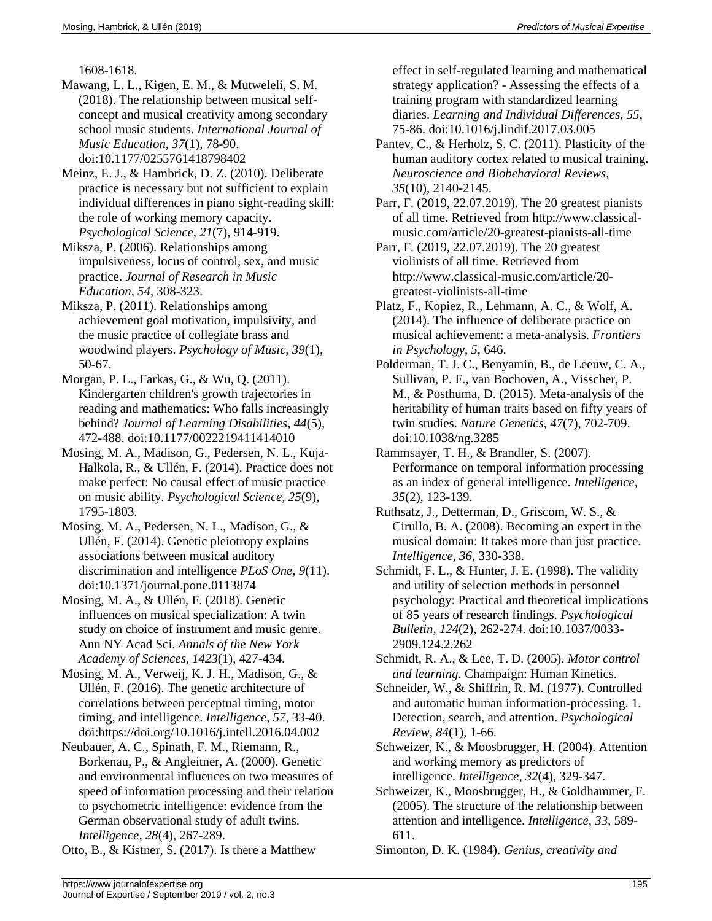1608-1618.

Mawang, L. L., Kigen, E. M., & Mutweleli, S. M. (2018). The relationship between musical self-concept and musical creativity among secondary school music students. *International Journal of Music Education, 37*(1), 78-90. doi:10.1177/0255761418798402

Meinz, E. J., & Hambrick, D. Z. (2010). Deliberate practice is necessary but not sufficient to explain individual differences in piano sight-reading skill: the role of working memory capacity. *Psychological Science, 21*(7), 914-919.

Miksza, P. (2006). Relationships among impulsiveness, locus of control, sex, and music practice. *Journal of Research in Music Education, 54*, 308-323.

Miksza, P. (2011). Relationships among achievement goal motivation, impulsivity, and the music practice of collegiate brass and woodwind players. *Psychology of Music, 39*(1), 50-67.

Morgan, P. L., Farkas, G., & Wu, Q. (2011). Kindergarten children's growth trajectories in reading and mathematics: Who falls increasingly behind? *Journal of Learning Disabilities, 44*(5), 472-488. doi:10.1177/0022219411414010

Mosing, M. A., Madison, G., Pedersen, N. L., Kuja-Halkola, R., & Ullén, F. (2014). Practice does not make perfect: No causal effect of music practice on music ability. *Psychological Science, 25*(9), 1795-1803.

Mosing, M. A., Pedersen, N. L., Madison, G., & Ullén, F. (2014). Genetic pleiotropy explains associations between musical auditory discrimination and intelligence *PLoS One, 9*(11). doi:10.1371/journal.pone.0113874

Mosing, M. A., & Ullén, F. (2018). Genetic influences on musical specialization: A twin study on choice of instrument and music genre. Ann NY Acad Sci. *Annals of the New York Academy of Sciences, 1423*(1), 427-434.

Mosing, M. A., Verweij, K. J. H., Madison, G., & Ullén, F. (2016). The genetic architecture of correlations between perceptual timing, motor timing, and intelligence. *Intelligence, 57*, 33-40. doi:https://doi.org/10.1016/j.intell.2016.04.002

Neubauer, A. C., Spinath, F. M., Riemann, R., Borkenau, P., & Angleitner, A. (2000). Genetic and environmental influences on two measures of speed of information processing and their relation to psychometric intelligence: evidence from the German observational study of adult twins. *Intelligence, 28*(4), 267-289.

Otto, B., & Kistner, S. (2017). Is there a Matthew effect in self-regulated learning and mathematical strategy application? - Assessing the effects of a training program with standardized learning diaries. *Learning and Individual Differences, 55*, 75-86. doi:10.1016/j.lindif.2017.03.005

Pantev, C., & Herholz, S. C. (2011). Plasticity of the human auditory cortex related to musical training. *Neuroscience and Biobehavioral Reviews, 35*(10), 2140-2145.

Parr, F. (2019, 22.07.2019). The 20 greatest pianists of all time. Retrieved from http://www.classical-music.com/article/20-greatest-pianists-all-time

Parr, F. (2019, 22.07.2019). The 20 greatest violinists of all time. Retrieved from http://www.classical-music.com/article/20-greatest-violinists-all-time

Platz, F., Kopiez, R., Lehmann, A. C., & Wolf, A. (2014). The influence of deliberate practice on musical achievement: a meta-analysis. *Frontiers in Psychology, 5*, 646.

Polderman, T. J. C., Benyamin, B., de Leeuw, C. A., Sullivan, P. F., van Bochoven, A., Visscher, P. M., & Posthuma, D. (2015). Meta-analysis of the heritability of human traits based on fifty years of twin studies. *Nature Genetics, 47*(7), 702-709. doi:10.1038/ng.3285

Rammsayer, T. H., & Brandler, S. (2007). Performance on temporal information processing as an index of general intelligence. *Intelligence, 35*(2), 123-139.

Ruthsatz, J., Detterman, D., Griscom, W. S., & Cirullo, B. A. (2008). Becoming an expert in the musical domain: It takes more than just practice. *Intelligence, 36*, 330-338.

Schmidt, F. L., & Hunter, J. E. (1998). The validity and utility of selection methods in personnel psychology: Practical and theoretical implications of 85 years of research findings. *Psychological Bulletin, 124*(2), 262-274. doi:10.1037/0033-2909.124.2.262

Schmidt, R. A., & Lee, T. D. (2005). *Motor control and learning*. Champaign: Human Kinetics.

Schneider, W., & Shiffrin, R. M. (1977). Controlled and automatic human information-processing. 1. Detection, search, and attention. *Psychological Review, 84*(1), 1-66.

Schweizer, K., & Moosbrugger, H. (2004). Attention and working memory as predictors of intelligence. *Intelligence, 32*(4), 329-347.

Schweizer, K., Moosbrugger, H., & Goldhammer, F. (2005). The structure of the relationship between attention and intelligence. *Intelligence, 33*, 589-611.

Simonton, D. K. (1984). *Genius, creativity and*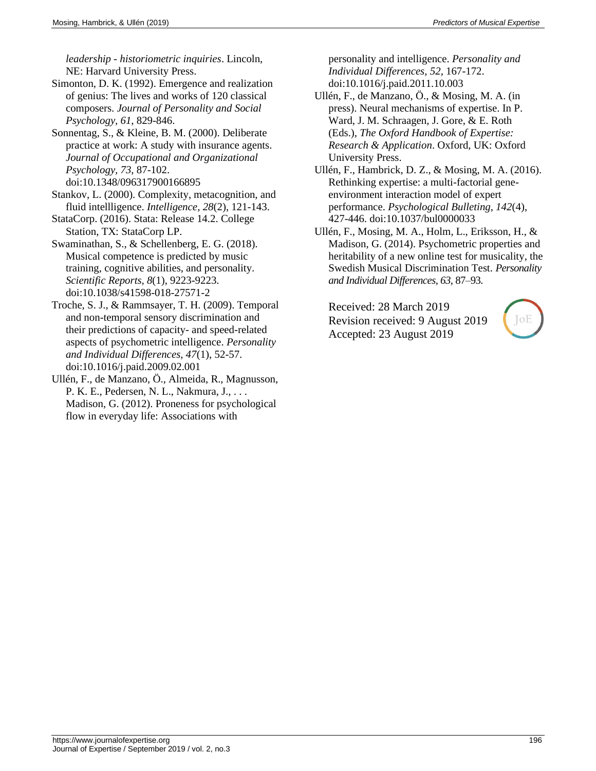*leadership - historiometric inquiries*. Lincoln, NE: Harvard University Press.

Simonton, D. K. (1992). Emergence and realization of genius: The lives and works of 120 classical composers. *Journal of Personality and Social Psychology, 61*, 829-846.

Sonnentag, S., & Kleine, B. M. (2000). Deliberate practice at work: A study with insurance agents. *Journal of Occupational and Organizational Psychology, 73*, 87-102. doi:10.1348/096317900166895

Stankov, L. (2000). Complexity, metacognition, and fluid intellligence. *Intelligence, 28*(2), 121-143.

StataCorp. (2016). Stata: Release 14.2. College Station, TX: StataCorp LP.

Swaminathan, S., & Schellenberg, E. G. (2018). Musical competence is predicted by music training, cognitive abilities, and personality. *Scientific Reports, 8*(1), 9223-9223. doi:10.1038/s41598-018-27571-2

Troche, S. J., & Rammsayer, T. H. (2009). Temporal and non-temporal sensory discrimination and their predictions of capacity- and speed-related aspects of psychometric intelligence. *Personality and Individual Differences, 47*(1), 52-57. doi:10.1016/j.paid.2009.02.001

Ullén, F., de Manzano, Ö., Almeida, R., Magnusson, P. K. E., Pedersen, N. L., Nakmura, J., . . . Madison, G. (2012). Proneness for psychological flow in everyday life: Associations with personality and intelligence. *Personality and Individual Differences, 52*, 167-172. doi:10.1016/j.paid.2011.10.003

Ullén, F., de Manzano, Ö., & Mosing, M. A. (in press). Neural mechanisms of expertise. In P. Ward, J. M. Schraagen, J. Gore, & E. Roth (Eds.), *The Oxford Handbook of Expertise: Research & Application*. Oxford, UK: Oxford University Press.

Ullén, F., Hambrick, D. Z., & Mosing, M. A. (2016). Rethinking expertise: a multi-factorial gene-environment interaction model of expert performance. *Psychological Bulleting, 142*(4), 427-446. doi:10.1037/bul0000033

Ullén, F., Mosing, M. A., Holm, L., Eriksson, H., & Madison, G. (2014). Psychometric properties and heritability of a new online test for musicality, the Swedish Musical Discrimination Test. *Personality and Individual Differences, 63*, 87–93.

Received: 28 March 2019
Revision received: 9 August 2019
Accepted: 23 August 2019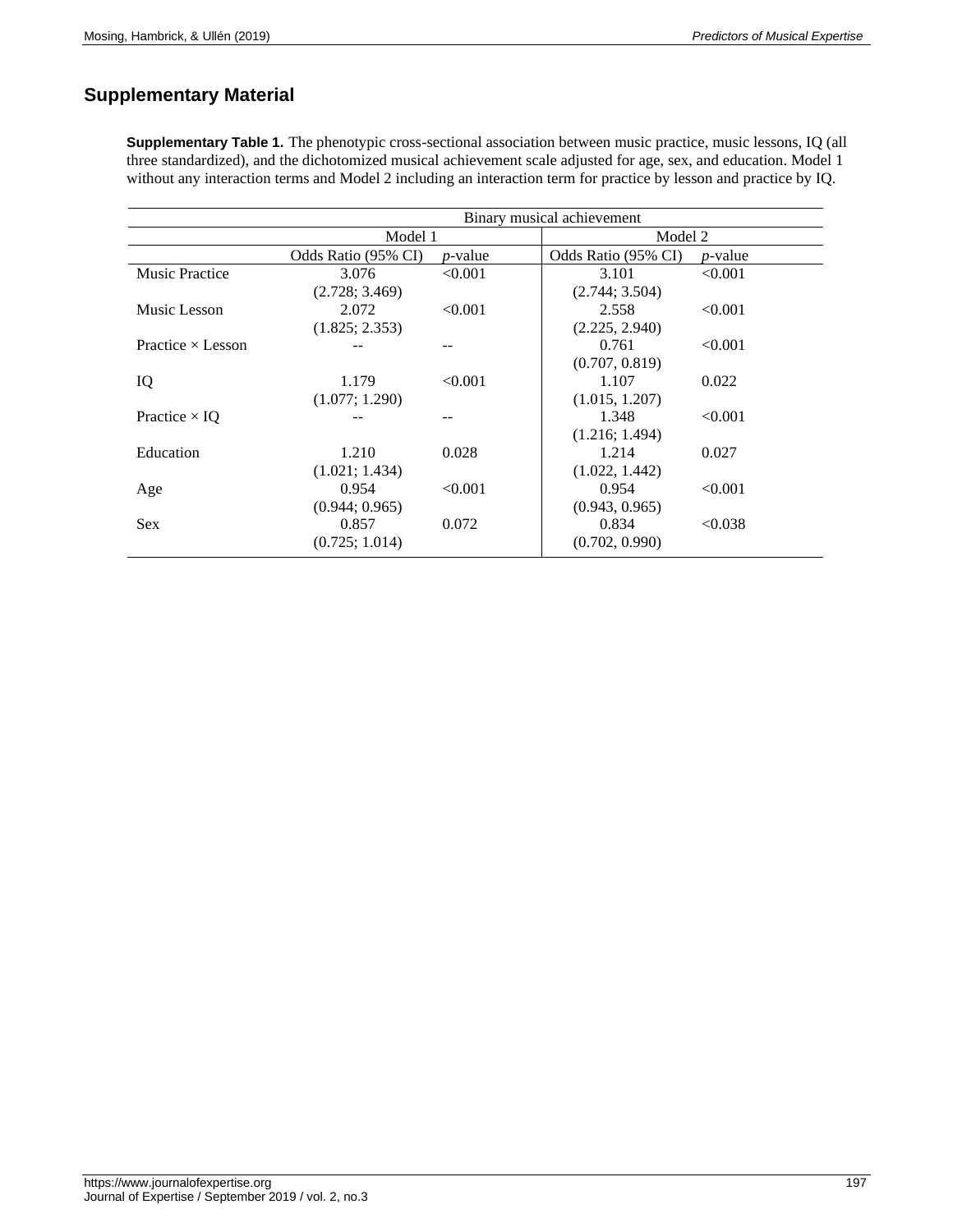## Supplementary Material

**Supplementary Table 1.** The phenotypic cross-sectional association between music practice, music lessons, IQ (all three standardized), and the dichotomized musical achievement scale adjusted for age, sex, and education. Model 1 without any interaction terms and Model 2 including an interaction term for practice by lesson and practice by IQ.

| | Binary musical achievement | | | |
|---|---|---|---|---|
| | Model 1 | | Model 2 | |
| | Odds Ratio (95% CI) | *p*-value | Odds Ratio (95% CI) | *p*-value |
| Music Practice | 3.076 (2.728; 3.469) | <0.001 | 3.101 (2.744; 3.504) | <0.001 |
| Music Lesson | 2.072 (1.825; 2.353) | <0.001 | 2.558 (2.225, 2.940) | <0.001 |
| Practice × Lesson | -- | -- | 0.761 (0.707, 0.819) | <0.001 |
| IQ | 1.179 (1.077; 1.290) | <0.001 | 1.107 (1.015, 1.207) | 0.022 |
| Practice × IQ | -- | -- | 1.348 (1.216; 1.494) | <0.001 |
| Education | 1.210 (1.021; 1.434) | 0.028 | 1.214 (1.022, 1.442) | 0.027 |
| Age | 0.954 (0.944; 0.965) | <0.001 | 0.954 (0.943, 0.965) | <0.001 |
| Sex | 0.857 (0.725; 1.014) | 0.072 | 0.834 (0.702, 0.990) | <0.038 |